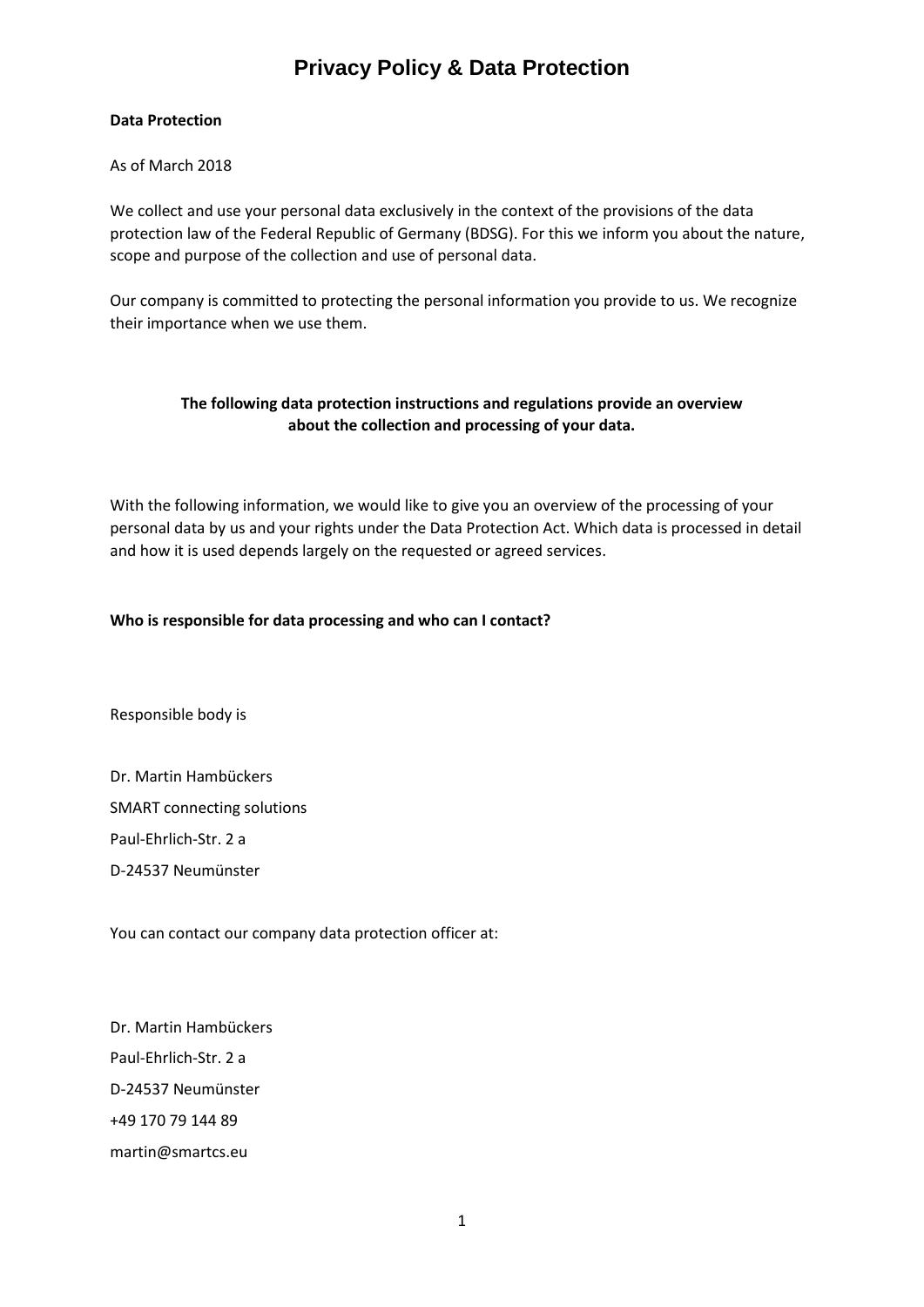# Privacy Policy & Data Protection

**Data Protection**

As of March 2018

We collect and use your personal data exclusively in the context of the provisions of the data protection law of the Federal Republic of Germany (BDSG). For this we inform you about the nature, scope and purpose of the collection and use of personal data.

Our company is committed to protecting the personal information you provide to us. We recognize their importance when we use them.

**The following data protection instructions and regulations provide an overview about the collection and processing of your data.**

With the following information, we would like to give you an overview of the processing of your personal data by us and your rights under the Data Protection Act. Which data is processed in detail and how it is used depends largely on the requested or agreed services.

**Who is responsible for data processing and who can I contact?**

Responsible body is

Dr. Martin Hambückers

SMART connecting solutions

Paul-Ehrlich-Str. 2 a

D-24537 Neumünster

You can contact our company data protection officer at:

Dr. Martin Hambückers

Paul-Ehrlich-Str. 2 a

D-24537 Neumünster

+49 170 79 144 89

martin@smartcs.eu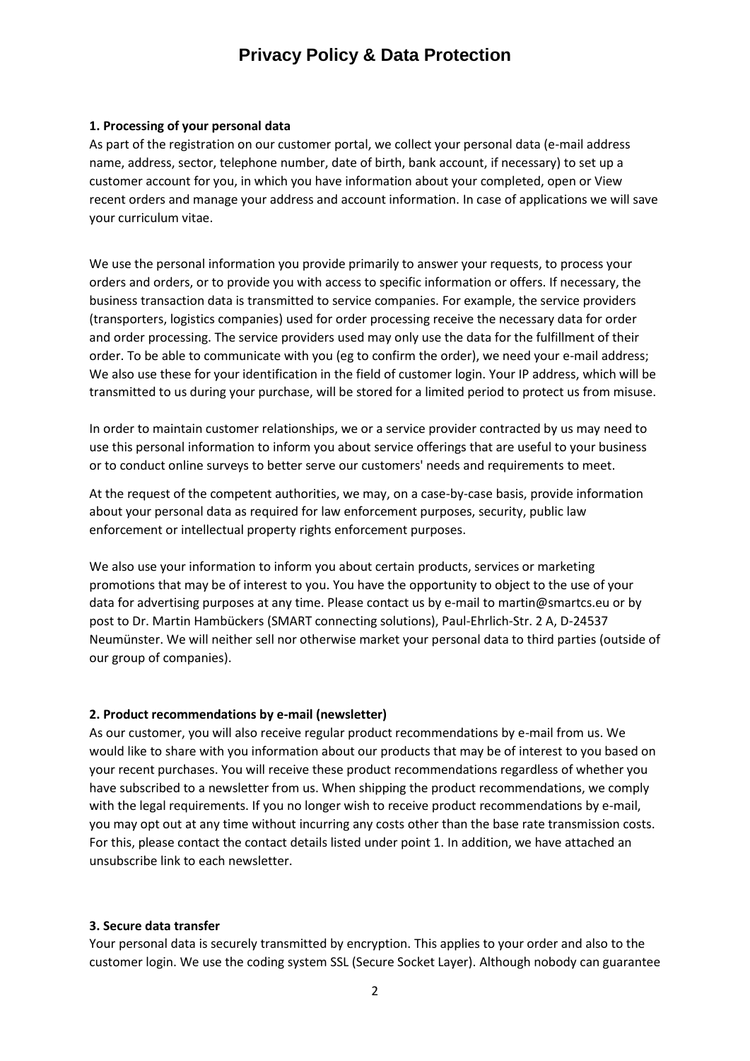# Privacy Policy & Data Protection

**1. Processing of your personal data**

As part of the registration on our customer portal, we collect your personal data (e-mail address name, address, sector, telephone number, date of birth, bank account, if necessary) to set up a customer account for you, in which you have information about your completed, open or View recent orders and manage your address and account information. In case of applications we will save your curriculum vitae.

We use the personal information you provide primarily to answer your requests, to process your orders and orders, or to provide you with access to specific information or offers. If necessary, the business transaction data is transmitted to service companies. For example, the service providers (transporters, logistics companies) used for order processing receive the necessary data for order and order processing. The service providers used may only use the data for the fulfillment of their order. To be able to communicate with you (eg to confirm the order), we need your e-mail address; We also use these for your identification in the field of customer login. Your IP address, which will be transmitted to us during your purchase, will be stored for a limited period to protect us from misuse.

In order to maintain customer relationships, we or a service provider contracted by us may need to use this personal information to inform you about service offerings that are useful to your business or to conduct online surveys to better serve our customers' needs and requirements to meet.

At the request of the competent authorities, we may, on a case-by-case basis, provide information about your personal data as required for law enforcement purposes, security, public law enforcement or intellectual property rights enforcement purposes.

We also use your information to inform you about certain products, services or marketing promotions that may be of interest to you. You have the opportunity to object to the use of your data for advertising purposes at any time. Please contact us by e-mail to martin@smartcs.eu or by post to Dr. Martin Hambückers (SMART connecting solutions), Paul-Ehrlich-Str. 2 A, D-24537 Neumünster. We will neither sell nor otherwise market your personal data to third parties (outside of our group of companies).

**2. Product recommendations by e-mail (newsletter)**

As our customer, you will also receive regular product recommendations by e-mail from us. We would like to share with you information about our products that may be of interest to you based on your recent purchases. You will receive these product recommendations regardless of whether you have subscribed to a newsletter from us. When shipping the product recommendations, we comply with the legal requirements. If you no longer wish to receive product recommendations by e-mail, you may opt out at any time without incurring any costs other than the base rate transmission costs. For this, please contact the contact details listed under point 1. In addition, we have attached an unsubscribe link to each newsletter.

**3. Secure data transfer**

Your personal data is securely transmitted by encryption. This applies to your order and also to the customer login. We use the coding system SSL (Secure Socket Layer). Although nobody can guarantee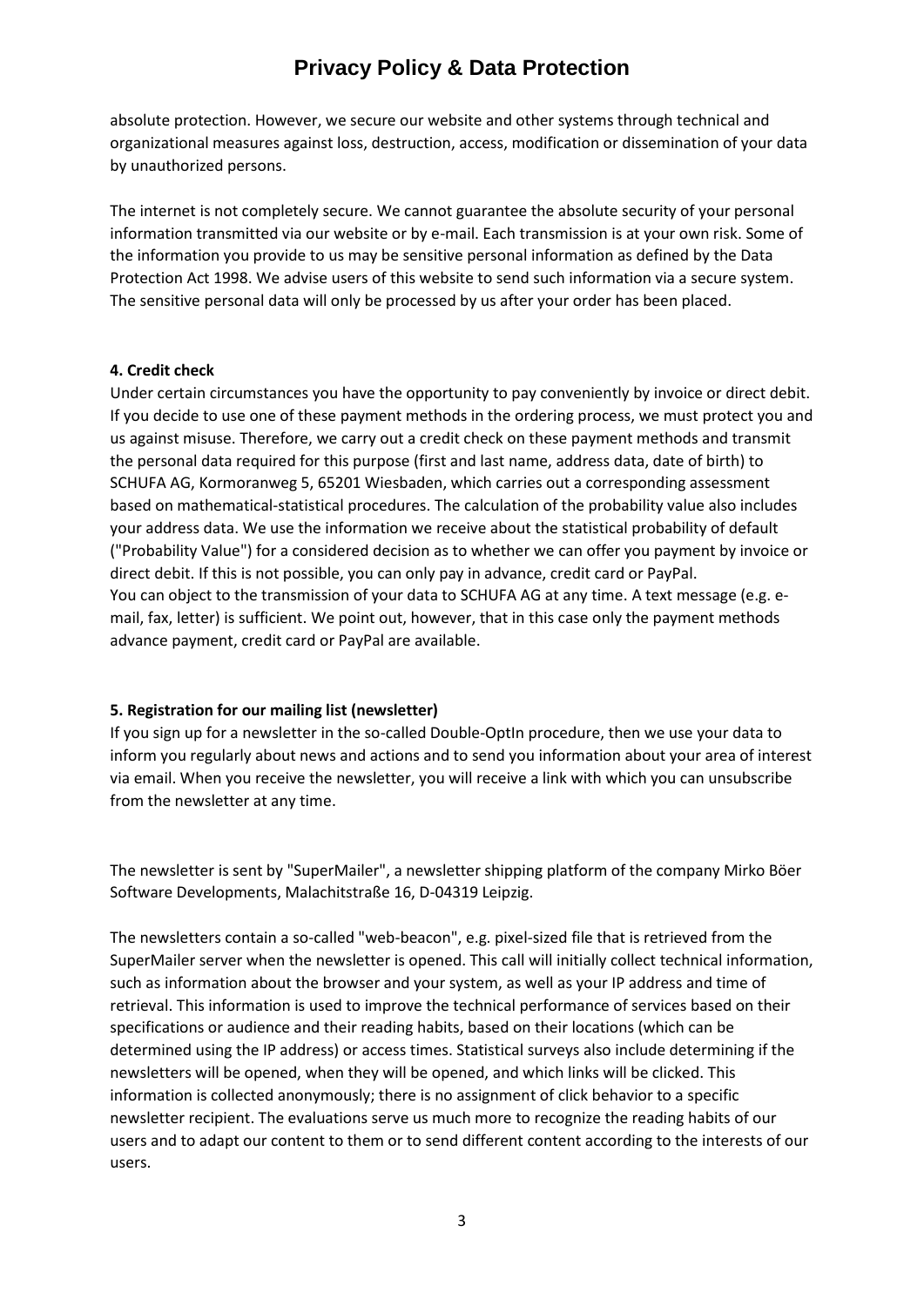absolute protection. However, we secure our website and other systems through technical and organizational measures against loss, destruction, access, modification or dissemination of your data by unauthorized persons.

The internet is not completely secure. We cannot guarantee the absolute security of your personal information transmitted via our website or by e-mail. Each transmission is at your own risk. Some of the information you provide to us may be sensitive personal information as defined by the Data Protection Act 1998. We advise users of this website to send such information via a secure system. The sensitive personal data will only be processed by us after your order has been placed.

**4. Credit check**

Under certain circumstances you have the opportunity to pay conveniently by invoice or direct debit. If you decide to use one of these payment methods in the ordering process, we must protect you and us against misuse. Therefore, we carry out a credit check on these payment methods and transmit the personal data required for this purpose (first and last name, address data, date of birth) to SCHUFA AG, Kormoranweg 5, 65201 Wiesbaden, which carries out a corresponding assessment based on mathematical-statistical procedures. The calculation of the probability value also includes your address data. We use the information we receive about the statistical probability of default ("Probability Value") for a considered decision as to whether we can offer you payment by invoice or direct debit. If this is not possible, you can only pay in advance, credit card or PayPal.
You can object to the transmission of your data to SCHUFA AG at any time. A text message (e.g. e-mail, fax, letter) is sufficient. We point out, however, that in this case only the payment methods advance payment, credit card or PayPal are available.

**5. Registration for our mailing list (newsletter)**

If you sign up for a newsletter in the so-called Double-OptIn procedure, then we use your data to inform you regularly about news and actions and to send you information about your area of interest via email. When you receive the newsletter, you will receive a link with which you can unsubscribe from the newsletter at any time.

The newsletter is sent by "SuperMailer", a newsletter shipping platform of the company Mirko Böer Software Developments, Malachitstraße 16, D-04319 Leipzig.

The newsletters contain a so-called "web-beacon", e.g. pixel-sized file that is retrieved from the SuperMailer server when the newsletter is opened. This call will initially collect technical information, such as information about the browser and your system, as well as your IP address and time of retrieval. This information is used to improve the technical performance of services based on their specifications or audience and their reading habits, based on their locations (which can be determined using the IP address) or access times. Statistical surveys also include determining if the newsletters will be opened, when they will be opened, and which links will be clicked. This information is collected anonymously; there is no assignment of click behavior to a specific newsletter recipient. The evaluations serve us much more to recognize the reading habits of our users and to adapt our content to them or to send different content according to the interests of our users.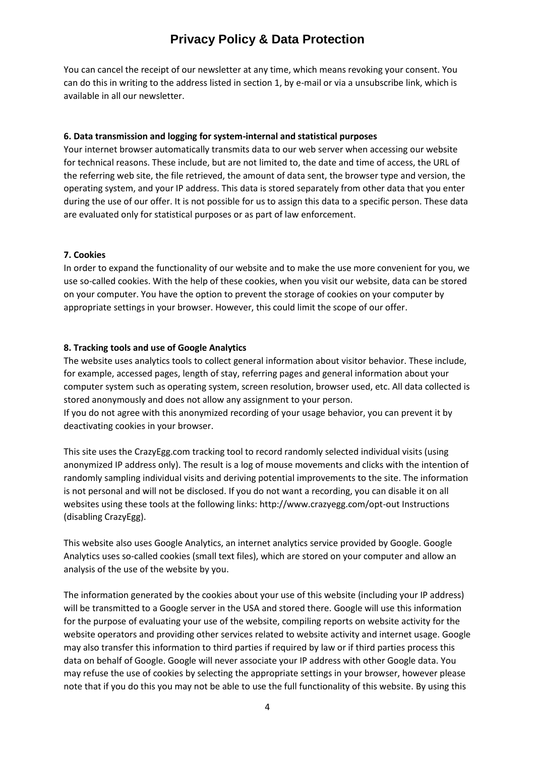You can cancel the receipt of our newsletter at any time, which means revoking your consent. You can do this in writing to the address listed in section 1, by e-mail or via a unsubscribe link, which is available in all our newsletter.

**6. Data transmission and logging for system-internal and statistical purposes**

Your internet browser automatically transmits data to our web server when accessing our website for technical reasons. These include, but are not limited to, the date and time of access, the URL of the referring web site, the file retrieved, the amount of data sent, the browser type and version, the operating system, and your IP address. This data is stored separately from other data that you enter during the use of our offer. It is not possible for us to assign this data to a specific person. These data are evaluated only for statistical purposes or as part of law enforcement.

**7. Cookies**

In order to expand the functionality of our website and to make the use more convenient for you, we use so-called cookies. With the help of these cookies, when you visit our website, data can be stored on your computer. You have the option to prevent the storage of cookies on your computer by appropriate settings in your browser. However, this could limit the scope of our offer.

**8. Tracking tools and use of Google Analytics**

The website uses analytics tools to collect general information about visitor behavior. These include, for example, accessed pages, length of stay, referring pages and general information about your computer system such as operating system, screen resolution, browser used, etc. All data collected is stored anonymously and does not allow any assignment to your person.
If you do not agree with this anonymized recording of your usage behavior, you can prevent it by deactivating cookies in your browser.

This site uses the CrazyEgg.com tracking tool to record randomly selected individual visits (using anonymized IP address only). The result is a log of mouse movements and clicks with the intention of randomly sampling individual visits and deriving potential improvements to the site. The information is not personal and will not be disclosed. If you do not want a recording, you can disable it on all websites using these tools at the following links: http://www.crazyegg.com/opt-out Instructions (disabling CrazyEgg).

This website also uses Google Analytics, an internet analytics service provided by Google. Google Analytics uses so-called cookies (small text files), which are stored on your computer and allow an analysis of the use of the website by you.

The information generated by the cookies about your use of this website (including your IP address) will be transmitted to a Google server in the USA and stored there. Google will use this information for the purpose of evaluating your use of the website, compiling reports on website activity for the website operators and providing other services related to website activity and internet usage. Google may also transfer this information to third parties if required by law or if third parties process this data on behalf of Google. Google will never associate your IP address with other Google data. You may refuse the use of cookies by selecting the appropriate settings in your browser, however please note that if you do this you may not be able to use the full functionality of this website. By using this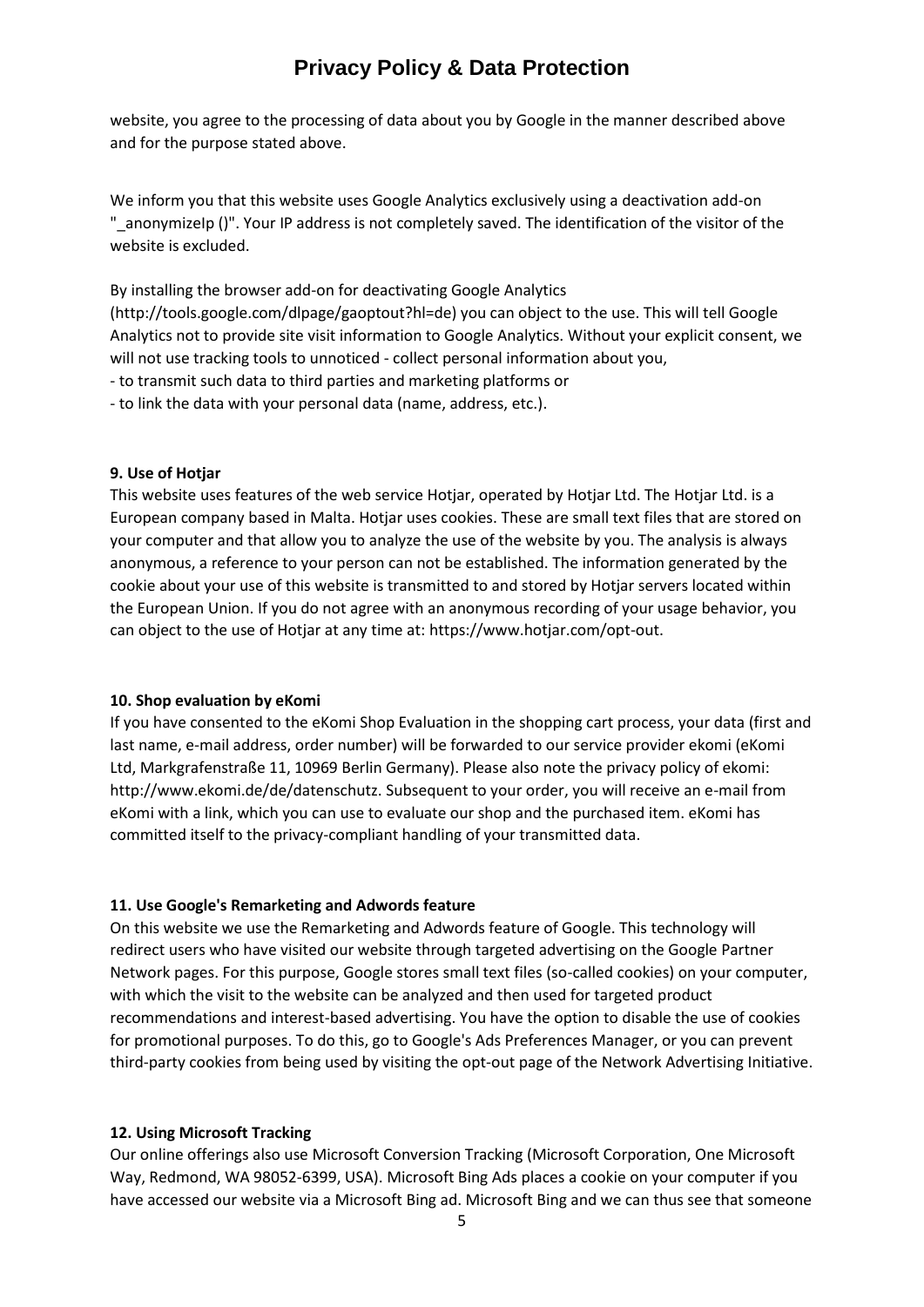website, you agree to the processing of data about you by Google in the manner described above and for the purpose stated above.

We inform you that this website uses Google Analytics exclusively using a deactivation add-on "_anonymizeIp ()". Your IP address is not completely saved. The identification of the visitor of the website is excluded.

By installing the browser add-on for deactivating Google Analytics (http://tools.google.com/dlpage/gaoptout?hl=de) you can object to the use. This will tell Google Analytics not to provide site visit information to Google Analytics. Without your explicit consent, we will not use tracking tools to unnoticed - collect personal information about you,
- to transmit such data to third parties and marketing platforms or
- to link the data with your personal data (name, address, etc.).

**9. Use of Hotjar**

This website uses features of the web service Hotjar, operated by Hotjar Ltd. The Hotjar Ltd. is a European company based in Malta. Hotjar uses cookies. These are small text files that are stored on your computer and that allow you to analyze the use of the website by you. The analysis is always anonymous, a reference to your person can not be established. The information generated by the cookie about your use of this website is transmitted to and stored by Hotjar servers located within the European Union. If you do not agree with an anonymous recording of your usage behavior, you can object to the use of Hotjar at any time at: https://www.hotjar.com/opt-out.

**10. Shop evaluation by eKomi**

If you have consented to the eKomi Shop Evaluation in the shopping cart process, your data (first and last name, e-mail address, order number) will be forwarded to our service provider ekomi (eKomi Ltd, Markgrafenstraße 11, 10969 Berlin Germany). Please also note the privacy policy of ekomi: http://www.ekomi.de/de/datenschutz. Subsequent to your order, you will receive an e-mail from eKomi with a link, which you can use to evaluate our shop and the purchased item. eKomi has committed itself to the privacy-compliant handling of your transmitted data.

**11. Use Google's Remarketing and Adwords feature**

On this website we use the Remarketing and Adwords feature of Google. This technology will redirect users who have visited our website through targeted advertising on the Google Partner Network pages. For this purpose, Google stores small text files (so-called cookies) on your computer, with which the visit to the website can be analyzed and then used for targeted product recommendations and interest-based advertising. You have the option to disable the use of cookies for promotional purposes. To do this, go to Google's Ads Preferences Manager, or you can prevent third-party cookies from being used by visiting the opt-out page of the Network Advertising Initiative.

**12. Using Microsoft Tracking**

Our online offerings also use Microsoft Conversion Tracking (Microsoft Corporation, One Microsoft Way, Redmond, WA 98052-6399, USA). Microsoft Bing Ads places a cookie on your computer if you have accessed our website via a Microsoft Bing ad. Microsoft Bing and we can thus see that someone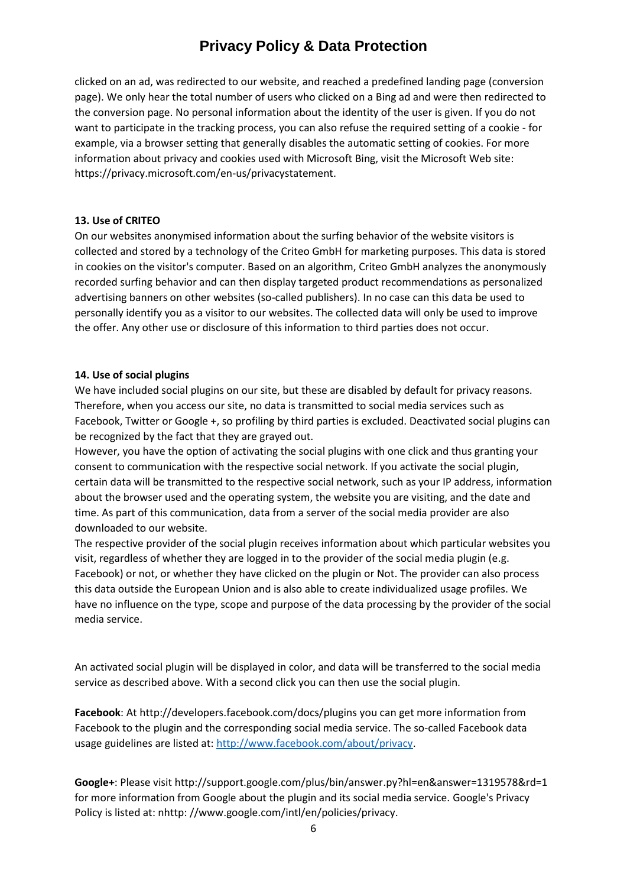clicked on an ad, was redirected to our website, and reached a predefined landing page (conversion page). We only hear the total number of users who clicked on a Bing ad and were then redirected to the conversion page. No personal information about the identity of the user is given. If you do not want to participate in the tracking process, you can also refuse the required setting of a cookie - for example, via a browser setting that generally disables the automatic setting of cookies. For more information about privacy and cookies used with Microsoft Bing, visit the Microsoft Web site: https://privacy.microsoft.com/en-us/privacystatement.

**13. Use of CRITEO**

On our websites anonymised information about the surfing behavior of the website visitors is collected and stored by a technology of the Criteo GmbH for marketing purposes. This data is stored in cookies on the visitor's computer. Based on an algorithm, Criteo GmbH analyzes the anonymously recorded surfing behavior and can then display targeted product recommendations as personalized advertising banners on other websites (so-called publishers). In no case can this data be used to personally identify you as a visitor to our websites. The collected data will only be used to improve the offer. Any other use or disclosure of this information to third parties does not occur.

**14. Use of social plugins**

We have included social plugins on our site, but these are disabled by default for privacy reasons. Therefore, when you access our site, no data is transmitted to social media services such as Facebook, Twitter or Google +, so profiling by third parties is excluded. Deactivated social plugins can be recognized by the fact that they are grayed out.

However, you have the option of activating the social plugins with one click and thus granting your consent to communication with the respective social network. If you activate the social plugin, certain data will be transmitted to the respective social network, such as your IP address, information about the browser used and the operating system, the website you are visiting, and the date and time. As part of this communication, data from a server of the social media provider are also downloaded to our website.

The respective provider of the social plugin receives information about which particular websites you visit, regardless of whether they are logged in to the provider of the social media plugin (e.g. Facebook) or not, or whether they have clicked on the plugin or Not. The provider can also process this data outside the European Union and is also able to create individualized usage profiles. We have no influence on the type, scope and purpose of the data processing by the provider of the social media service.

An activated social plugin will be displayed in color, and data will be transferred to the social media service as described above. With a second click you can then use the social plugin.

**Facebook**: At http://developers.facebook.com/docs/plugins you can get more information from Facebook to the plugin and the corresponding social media service. The so-called Facebook data usage guidelines are listed at: [http://www.facebook.com/about/privacy](http://www.facebook.com/about/privacy).

**Google+**: Please visit http://support.google.com/plus/bin/answer.py?hl=en&answer=1319578&rd=1 for more information from Google about the plugin and its social media service. Google's Privacy Policy is listed at: nhttp: //www.google.com/intl/en/policies/privacy.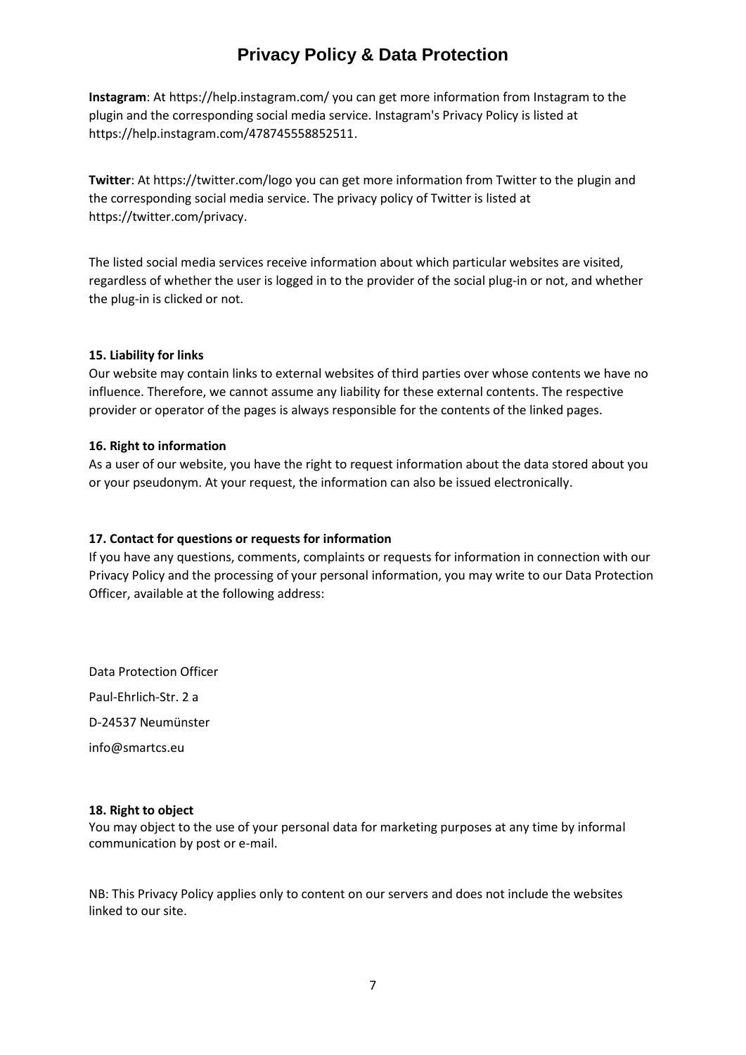**Instagram**: At https://help.instagram.com/ you can get more information from Instagram to the plugin and the corresponding social media service. Instagram's Privacy Policy is listed at https://help.instagram.com/478745558852511.

**Twitter**: At https://twitter.com/logo you can get more information from Twitter to the plugin and the corresponding social media service. The privacy policy of Twitter is listed at https://twitter.com/privacy.

The listed social media services receive information about which particular websites are visited, regardless of whether the user is logged in to the provider of the social plug-in or not, and whether the plug-in is clicked or not.

**15. Liability for links**

Our website may contain links to external websites of third parties over whose contents we have no influence. Therefore, we cannot assume any liability for these external contents. The respective provider or operator of the pages is always responsible for the contents of the linked pages.

**16. Right to information**

As a user of our website, you have the right to request information about the data stored about you or your pseudonym. At your request, the information can also be issued electronically.

**17. Contact for questions or requests for information**

If you have any questions, comments, complaints or requests for information in connection with our Privacy Policy and the processing of your personal information, you may write to our Data Protection Officer, available at the following address:

Data Protection Officer

Paul-Ehrlich-Str. 2 a

D-24537 Neumünster

info@smartcs.eu

**18. Right to object**

You may object to the use of your personal data for marketing purposes at any time by informal communication by post or e-mail.

NB: This Privacy Policy applies only to content on our servers and does not include the websites linked to our site.